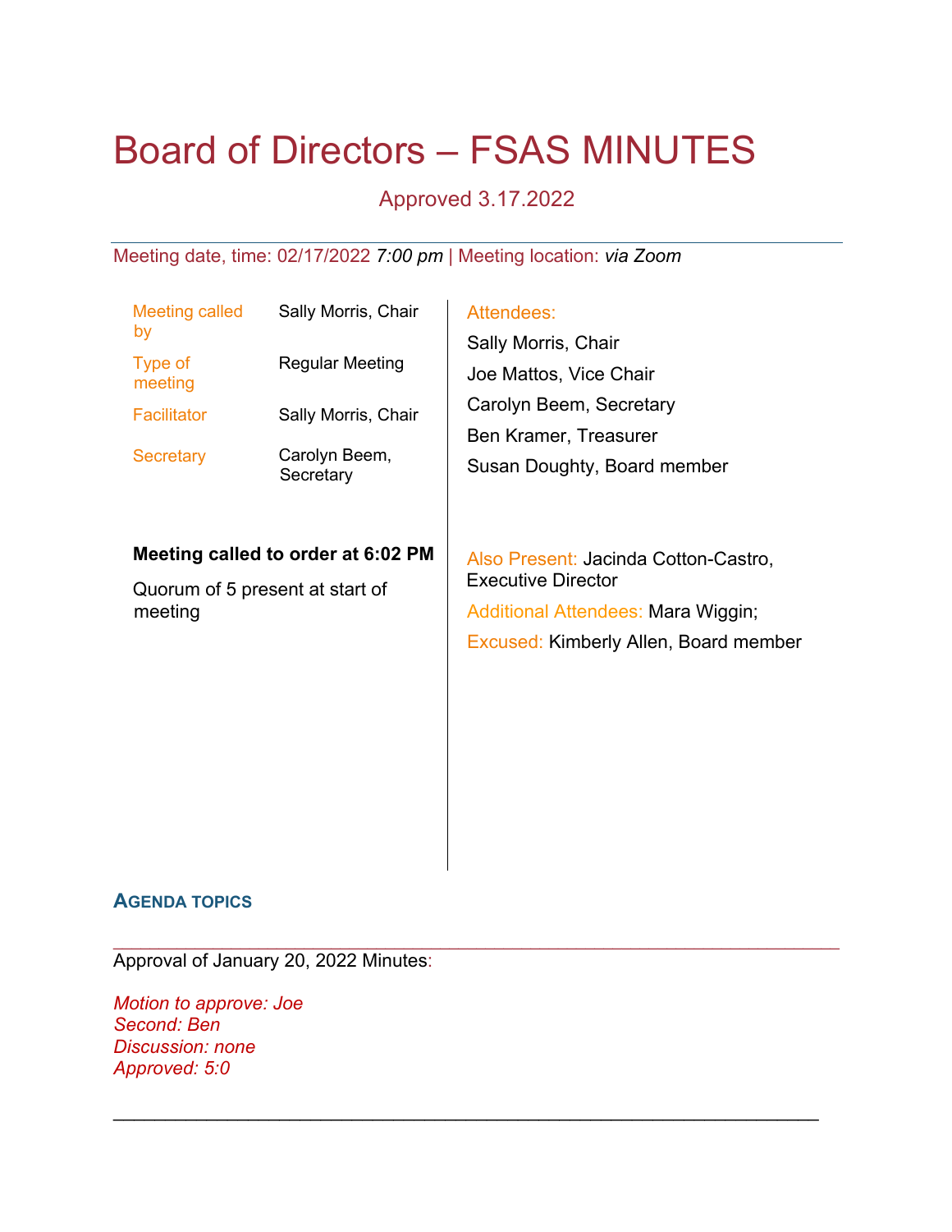# Board of Directors – FSAS MINUTES

Approved 3.17.2022

Meeting date, time: 02/17/2022 *7:00 pm* | Meeting location: *via Zoom*

| | |
|---|---|
| Meeting called by | Sally Morris, Chair |
| Type of meeting | Regular Meeting |
| Facilitator | Sally Morris, Chair |
| Secretary | Carolyn Beem, Secretary |

**Meeting called to order at 6:02 PM**

Quorum of 5 present at start of meeting

Attendees:

Sally Morris, Chair

Joe Mattos, Vice Chair

Carolyn Beem, Secretary

Ben Kramer, Treasurer

Susan Doughty, Board member

Also Present: Jacinda Cotton-Castro, Executive Director

Additional Attendees: Mara Wiggin;

Excused: Kimberly Allen, Board member

## AGENDA TOPICS

---

Approval of January 20, 2022 Minutes:

*Motion to approve: Joe*
*Second: Ben*
*Discussion: none*
*Approved: 5:0*

---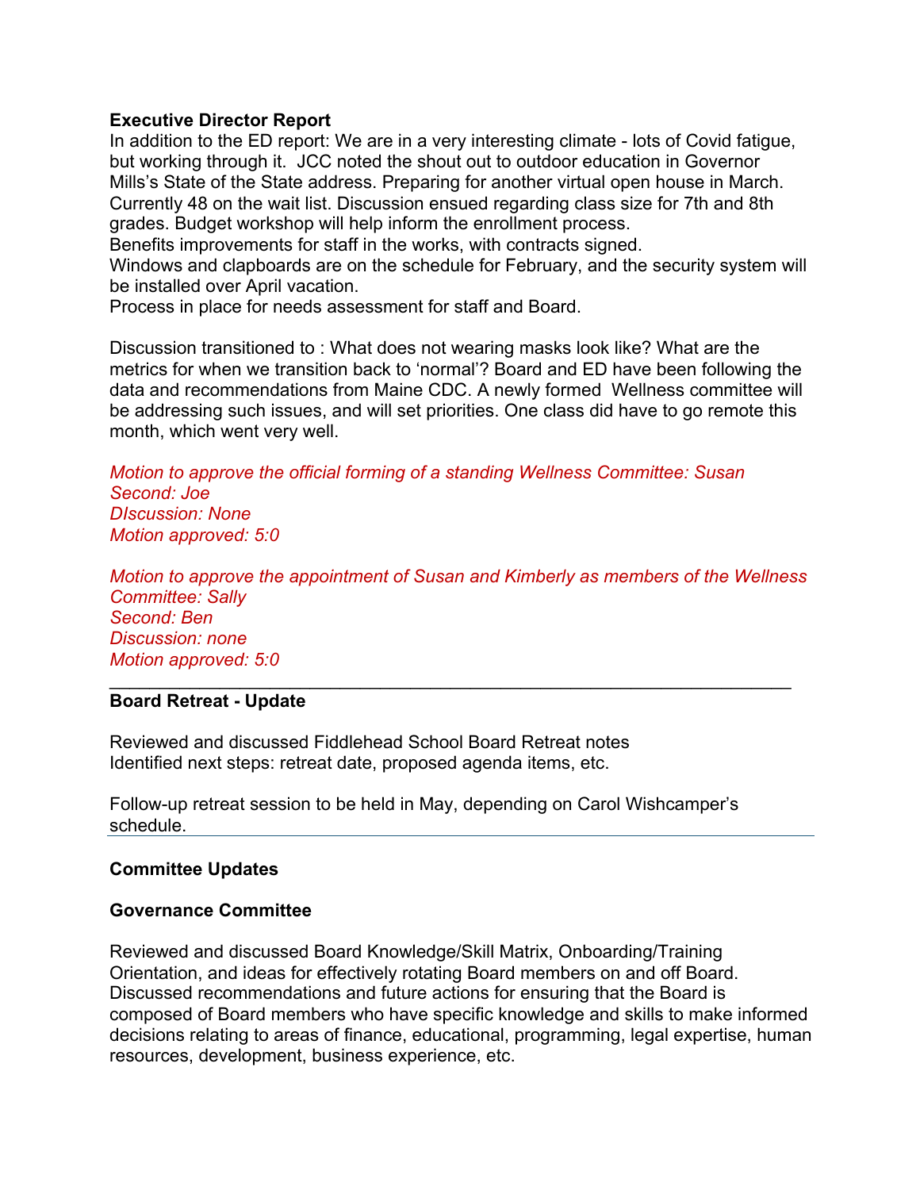**Executive Director Report**

In addition to the ED report: We are in a very interesting climate - lots of Covid fatigue, but working through it. JCC noted the shout out to outdoor education in Governor Mills's State of the State address. Preparing for another virtual open house in March. Currently 48 on the wait list. Discussion ensued regarding class size for 7th and 8th grades. Budget workshop will help inform the enrollment process.

Benefits improvements for staff in the works, with contracts signed.

Windows and clapboards are on the schedule for February, and the security system will be installed over April vacation.

Process in place for needs assessment for staff and Board.

Discussion transitioned to : What does not wearing masks look like? What are the metrics for when we transition back to 'normal'? Board and ED have been following the data and recommendations from Maine CDC. A newly formed Wellness committee will be addressing such issues, and will set priorities. One class did have to go remote this month, which went very well.

*Motion to approve the official forming of a standing Wellness Committee: Susan*
*Second: Joe*
*DIscussion: None*
*Motion approved: 5:0*

*Motion to approve the appointment of Susan and Kimberly as members of the Wellness Committee: Sally*
*Second: Ben*
*Discussion: none*
*Motion approved: 5:0*

---

**Board Retreat - Update**

Reviewed and discussed Fiddlehead School Board Retreat notes
Identified next steps: retreat date, proposed agenda items, etc.

Follow-up retreat session to be held in May, depending on Carol Wishcamper's schedule.

---

**Committee Updates**

**Governance Committee**

Reviewed and discussed Board Knowledge/Skill Matrix, Onboarding/Training Orientation, and ideas for effectively rotating Board members on and off Board. Discussed recommendations and future actions for ensuring that the Board is composed of Board members who have specific knowledge and skills to make informed decisions relating to areas of finance, educational, programming, legal expertise, human resources, development, business experience, etc.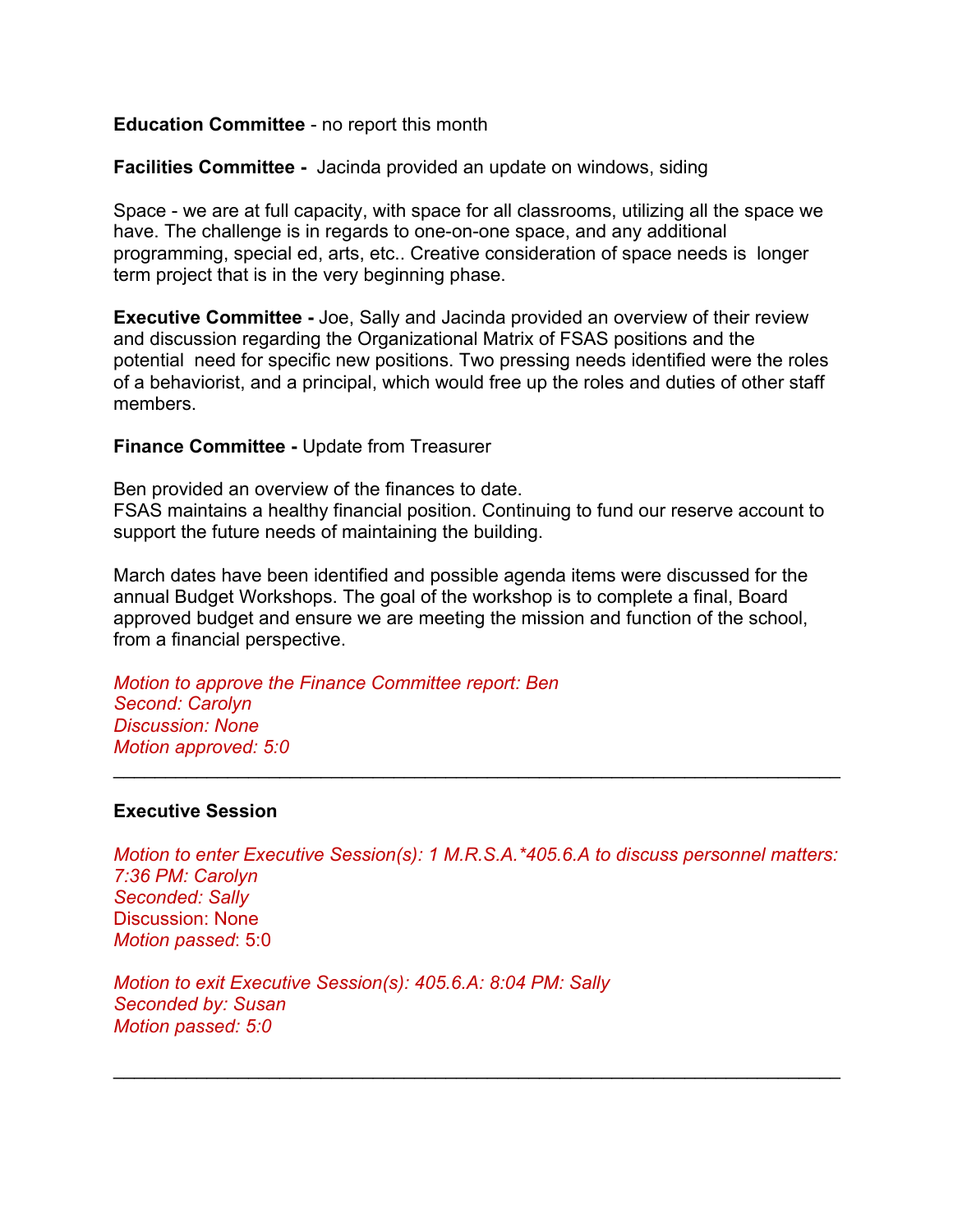**Education Committee** - no report this month

**Facilities Committee -** Jacinda provided an update on windows, siding

Space - we are at full capacity, with space for all classrooms, utilizing all the space we have. The challenge is in regards to one-on-one space, and any additional programming, special ed, arts, etc.. Creative consideration of space needs is longer term project that is in the very beginning phase.

**Executive Committee -** Joe, Sally and Jacinda provided an overview of their review and discussion regarding the Organizational Matrix of FSAS positions and the potential need for specific new positions. Two pressing needs identified were the roles of a behaviorist, and a principal, which would free up the roles and duties of other staff members.

**Finance Committee -** Update from Treasurer

Ben provided an overview of the finances to date.
FSAS maintains a healthy financial position. Continuing to fund our reserve account to support the future needs of maintaining the building.

March dates have been identified and possible agenda items were discussed for the annual Budget Workshops. The goal of the workshop is to complete a final, Board approved budget and ensure we are meeting the mission and function of the school, from a financial perspective.

*Motion to approve the Finance Committee report: Ben*
*Second: Carolyn*
*Discussion: None*
*Motion approved: 5:0*

---

**Executive Session**

*Motion to enter Executive Session(s): 1 M.R.S.A.*405.6.A to discuss personnel matters: 7:36 PM: Carolyn*
*Seconded: Sally*
Discussion: None
*Motion passed*: 5:0

*Motion to exit Executive Session(s): 405.6.A: 8:04 PM: Sally*
*Seconded by: Susan*
*Motion passed: 5:0*

---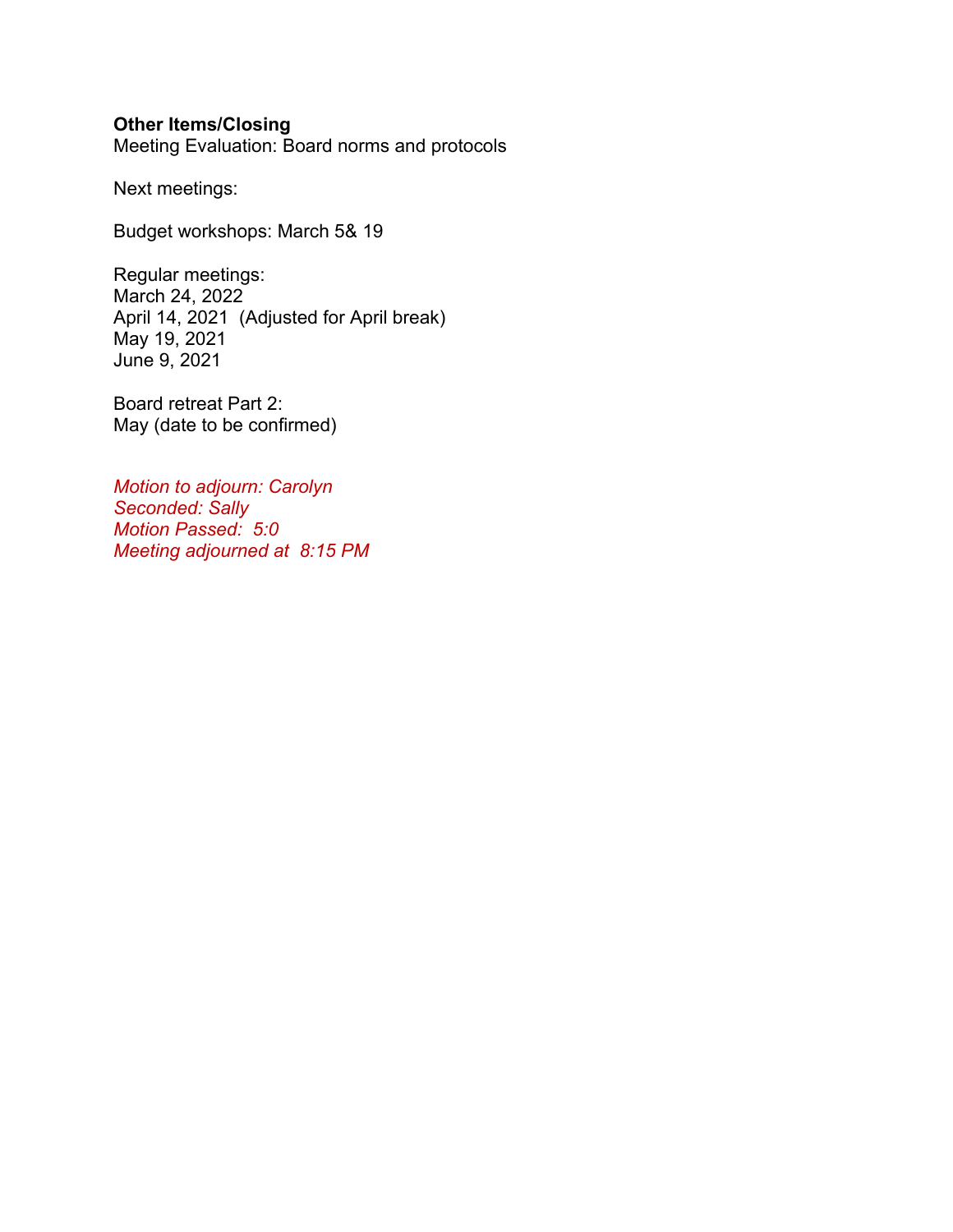**Other Items/Closing**
Meeting Evaluation: Board norms and protocols

Next meetings:

Budget workshops: March 5& 19

Regular meetings:
March 24, 2022
April 14, 2021 (Adjusted for April break)
May 19, 2021
June 9, 2021

Board retreat Part 2:
May (date to be confirmed)

*Motion to adjourn: Carolyn*
*Seconded: Sally*
*Motion Passed: 5:0*
*Meeting adjourned at 8:15 PM*